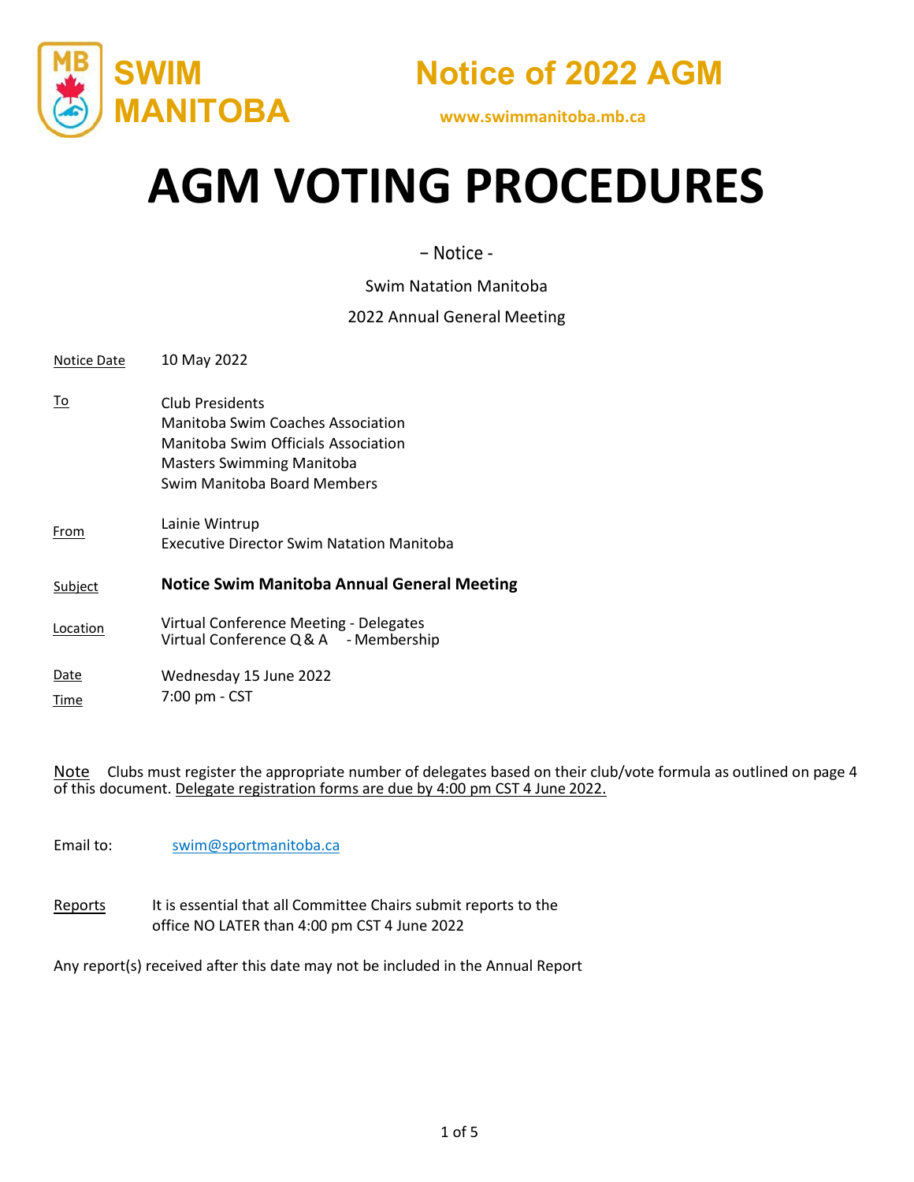SWIM MANITOBA

**Notice of 2022 AGM**

www.swimmanitoba.mb.ca

# AGM VOTING PROCEDURES

– Notice -

Swim Natation Manitoba

2022 Annual General Meeting

| | |
|---|---|
| Notice Date | 10 May 2022 |
| To | Club Presidents<br>Manitoba Swim Coaches Association<br>Manitoba Swim Officials Association<br>Masters Swimming Manitoba<br>Swim Manitoba Board Members |
| From | Lainie Wintrup<br>Executive Director Swim Natation Manitoba |
| Subject | **Notice Swim Manitoba Annual General Meeting** |
| Location | Virtual Conference Meeting - Delegates<br>Virtual Conference Q & A - Membership |
| Date | Wednesday 15 June 2022 |
| Time | 7:00 pm - CST |

Note Clubs must register the appropriate number of delegates based on their club/vote formula as outlined on page 4 of this document. Delegate registration forms are due by 4:00 pm CST 4 June 2022.

Email to: swim@sportmanitoba.ca

Reports It is essential that all Committee Chairs submit reports to the office NO LATER than 4:00 pm CST 4 June 2022

Any report(s) received after this date may not be included in the Annual Report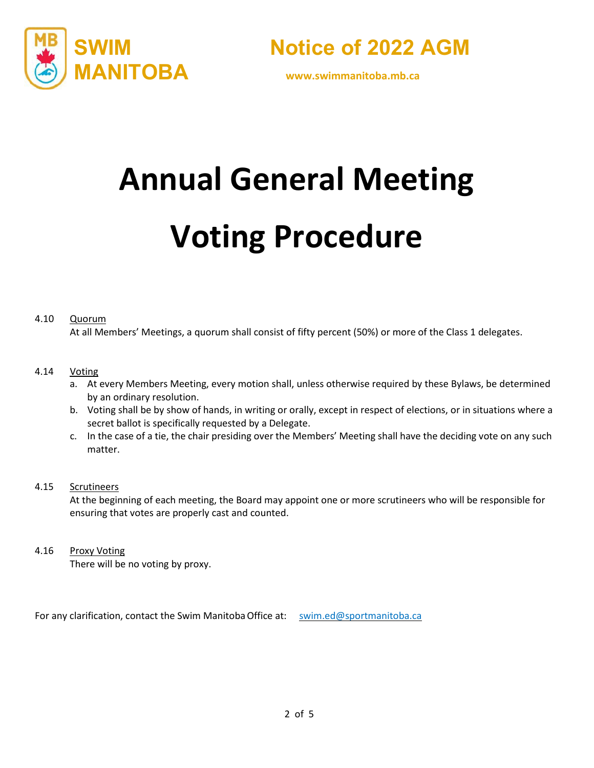# Annual General Meeting Voting Procedure

4.10 Quorum

At all Members' Meetings, a quorum shall consist of fifty percent (50%) or more of the Class 1 delegates.

4.14 Voting

a. At every Members Meeting, every motion shall, unless otherwise required by these Bylaws, be determined by an ordinary resolution.
b. Voting shall be by show of hands, in writing or orally, except in respect of elections, or in situations where a secret ballot is specifically requested by a Delegate.
c. In the case of a tie, the chair presiding over the Members' Meeting shall have the deciding vote on any such matter.

4.15 Scrutineers

At the beginning of each meeting, the Board may appoint one or more scrutineers who will be responsible for ensuring that votes are properly cast and counted.

4.16 Proxy Voting

There will be no voting by proxy.

For any clarification, contact the Swim Manitoba Office at: swim.ed@sportmanitoba.ca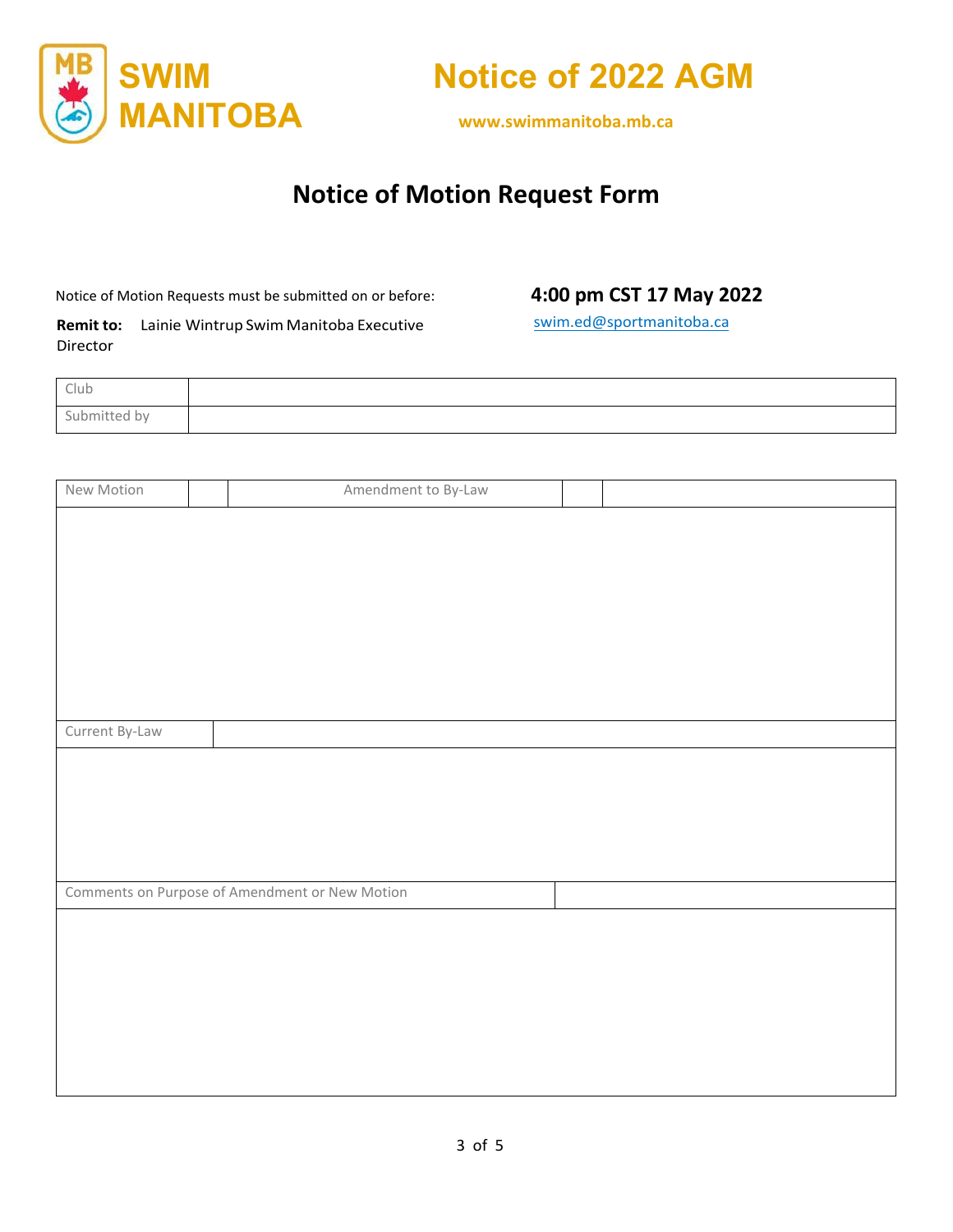SWIM MANITOBA

# Notice of 2022 AGM

www.swimmanitoba.mb.ca

## Notice of Motion Request Form

Notice of Motion Requests must be submitted on or before: **4:00 pm CST 17 May 2022**

**Remit to:** Lainie Wintrup Swim Manitoba Executive Director swim.ed@sportmanitoba.ca

| Club | |
|---|---|
| Submitted by | |

| New Motion | | Amendment to By-Law | | |
|---|---|---|---|---|
| | | | | |

| Current By-Law | |
|---|---|
| | |

| Comments on Purpose of Amendment or New Motion | |
|---|---|
| | |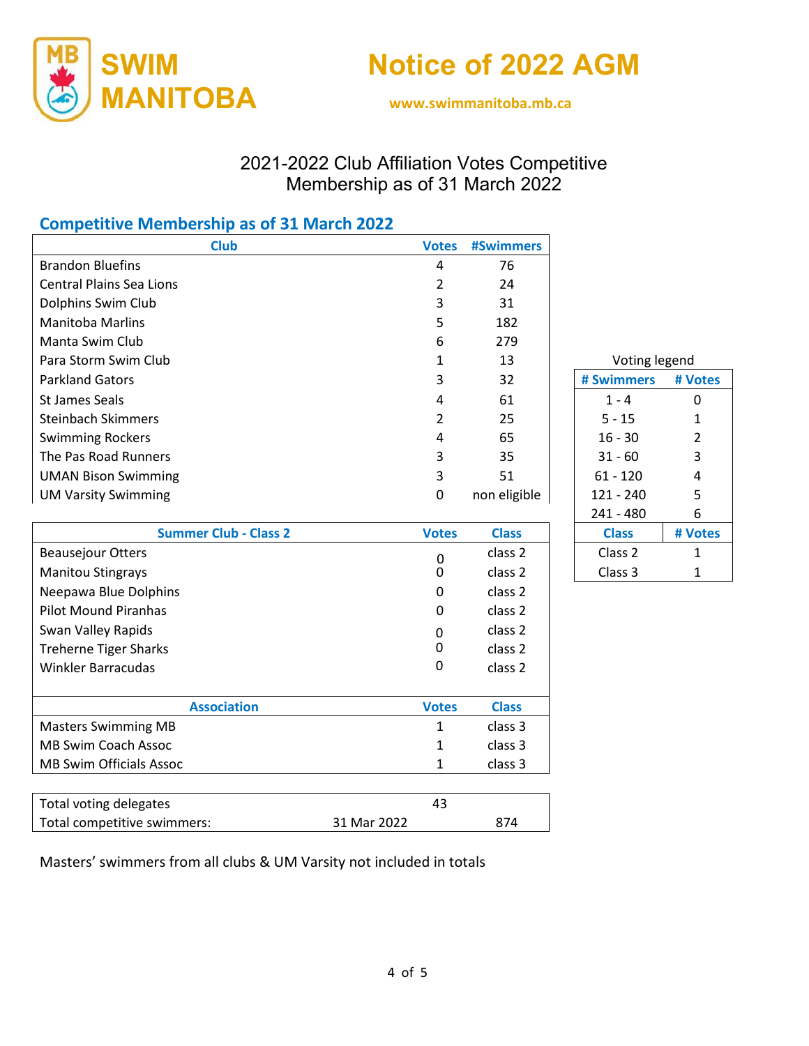# SWIM MANITOBA

# Notice of 2022 AGM

www.swimmanitoba.mb.ca

## 2021-2022 Club Affiliation Votes Competitive Membership as of 31 March 2022

### Competitive Membership as of 31 March 2022

| Club | Votes | #Swimmers |
|---|---|---|
| Brandon Bluefins | 4 | 76 |
| Central Plains Sea Lions | 2 | 24 |
| Dolphins Swim Club | 3 | 31 |
| Manitoba Marlins | 5 | 182 |
| Manta Swim Club | 6 | 279 |
| Para Storm Swim Club | 1 | 13 |
| Parkland Gators | 3 | 32 |
| St James Seals | 4 | 61 |
| Steinbach Skimmers | 2 | 25 |
| Swimming Rockers | 4 | 65 |
| The Pas Road Runners | 3 | 35 |
| UMAN Bison Swimming | 3 | 51 |
| UM Varsity Swimming | 0 | non eligible |

| Summer Club - Class 2 | Votes | Class |
|---|---|---|
| Beausejour Otters | 0 | class 2 |
| Manitou Stingrays | 0 | class 2 |
| Neepawa Blue Dolphins | 0 | class 2 |
| Pilot Mound Piranhas | 0 | class 2 |
| Swan Valley Rapids | 0 | class 2 |
| Treherne Tiger Sharks | 0 | class 2 |
| Winkler Barracudas | 0 | class 2 |

| Association | Votes | Class |
|---|---|---|
| Masters Swimming MB | 1 | class 3 |
| MB Swim Coach Assoc | 1 | class 3 |
| MB Swim Officials Assoc | 1 | class 3 |

| | | | |
|---|---|---|---|
| Total voting delegates | | 43 | |
| Total competitive swimmers: | 31 Mar 2022 | | 874 |

Voting legend

| # Swimmers | # Votes |
|---|---|
| 1 - 4 | 0 |
| 5 - 15 | 1 |
| 16 - 30 | 2 |
| 31 - 60 | 3 |
| 61 - 120 | 4 |
| 121 - 240 | 5 |
| 241 - 480 | 6 |

| Class | # Votes |
|---|---|
| Class 2 | 1 |
| Class 3 | 1 |

Masters' swimmers from all clubs & UM Varsity not included in totals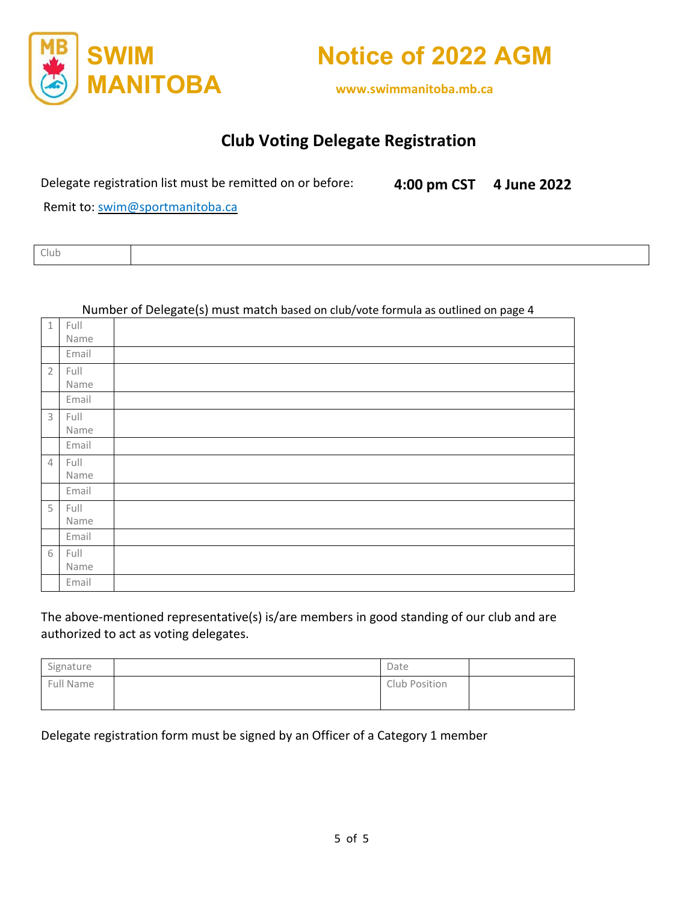SWIM MANITOBA

# Notice of 2022 AGM

www.swimmanitoba.mb.ca

## Club Voting Delegate Registration

Delegate registration list must be remitted on or before: **4:00 pm CST 4 June 2022**

Remit to: [swim@sportmanitoba.ca](mailto:swim@sportmanitoba.ca)

| | |
|---|---|
| Club | |

Number of Delegate(s) must match based on club/vote formula as outlined on page 4

| | | |
|---|---|---|
| 1 | Full Name | |
| | Email | |
| 2 | Full Name | |
| | Email | |
| 3 | Full Name | |
| | Email | |
| 4 | Full Name | |
| | Email | |
| 5 | Full Name | |
| | Email | |
| 6 | Full Name | |
| | Email | |

The above-mentioned representative(s) is/are members in good standing of our club and are authorized to act as voting delegates.

| | | | |
|---|---|---|---|
| Signature | | Date | |
| Full Name | | Club Position | |

Delegate registration form must be signed by an Officer of a Category 1 member